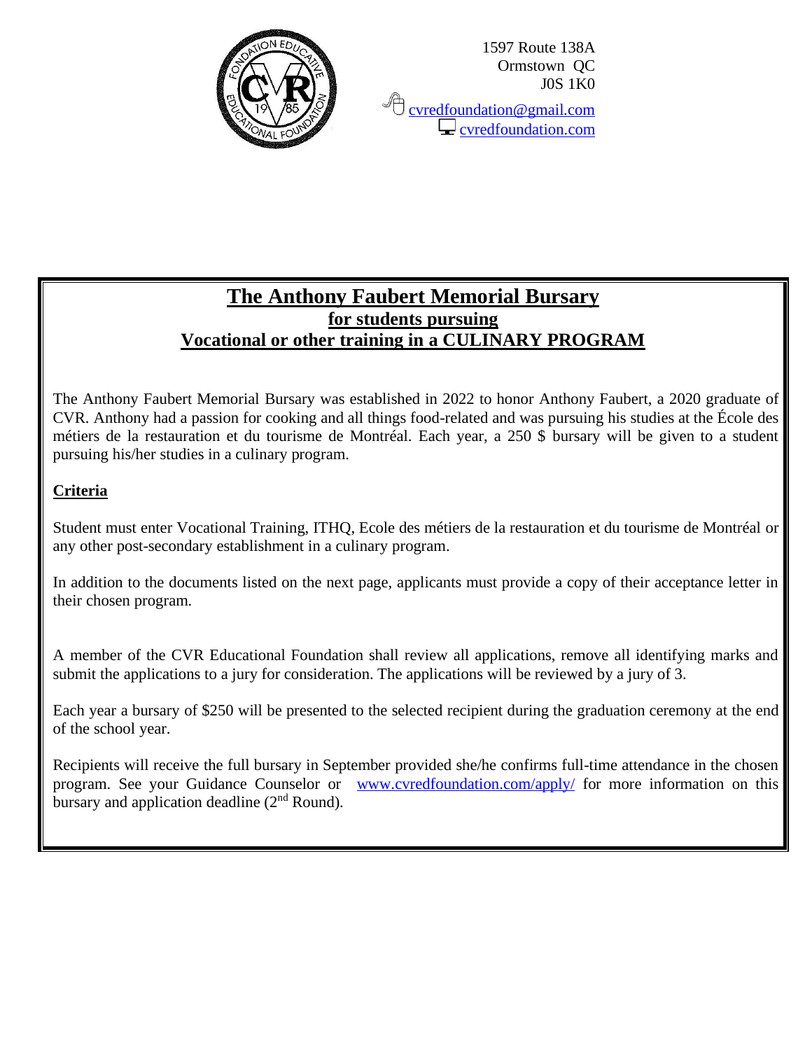1597 Route 138A
Ormstown QC
J0S 1K0

cvredfoundation@gmail.com
cvredfoundation.com

# The Anthony Faubert Memorial Bursary

## for students pursuing
## Vocational or other training in a CULINARY PROGRAM

The Anthony Faubert Memorial Bursary was established in 2022 to honor Anthony Faubert, a 2020 graduate of CVR. Anthony had a passion for cooking and all things food-related and was pursuing his studies at the École des métiers de la restauration et du tourisme de Montréal. Each year, a 250 $ bursary will be given to a student pursuing his/her studies in a culinary program.

**Criteria**

Student must enter Vocational Training, ITHQ, Ecole des métiers de la restauration et du tourisme de Montréal or any other post-secondary establishment in a culinary program.

In addition to the documents listed on the next page, applicants must provide a copy of their acceptance letter in their chosen program.

A member of the CVR Educational Foundation shall review all applications, remove all identifying marks and submit the applications to a jury for consideration. The applications will be reviewed by a jury of 3.

Each year a bursary of $250 will be presented to the selected recipient during the graduation ceremony at the end of the school year.

Recipients will receive the full bursary in September provided she/he confirms full-time attendance in the chosen program. See your Guidance Counselor or www.cvredfoundation.com/apply/ for more information on this bursary and application deadline (2nd Round).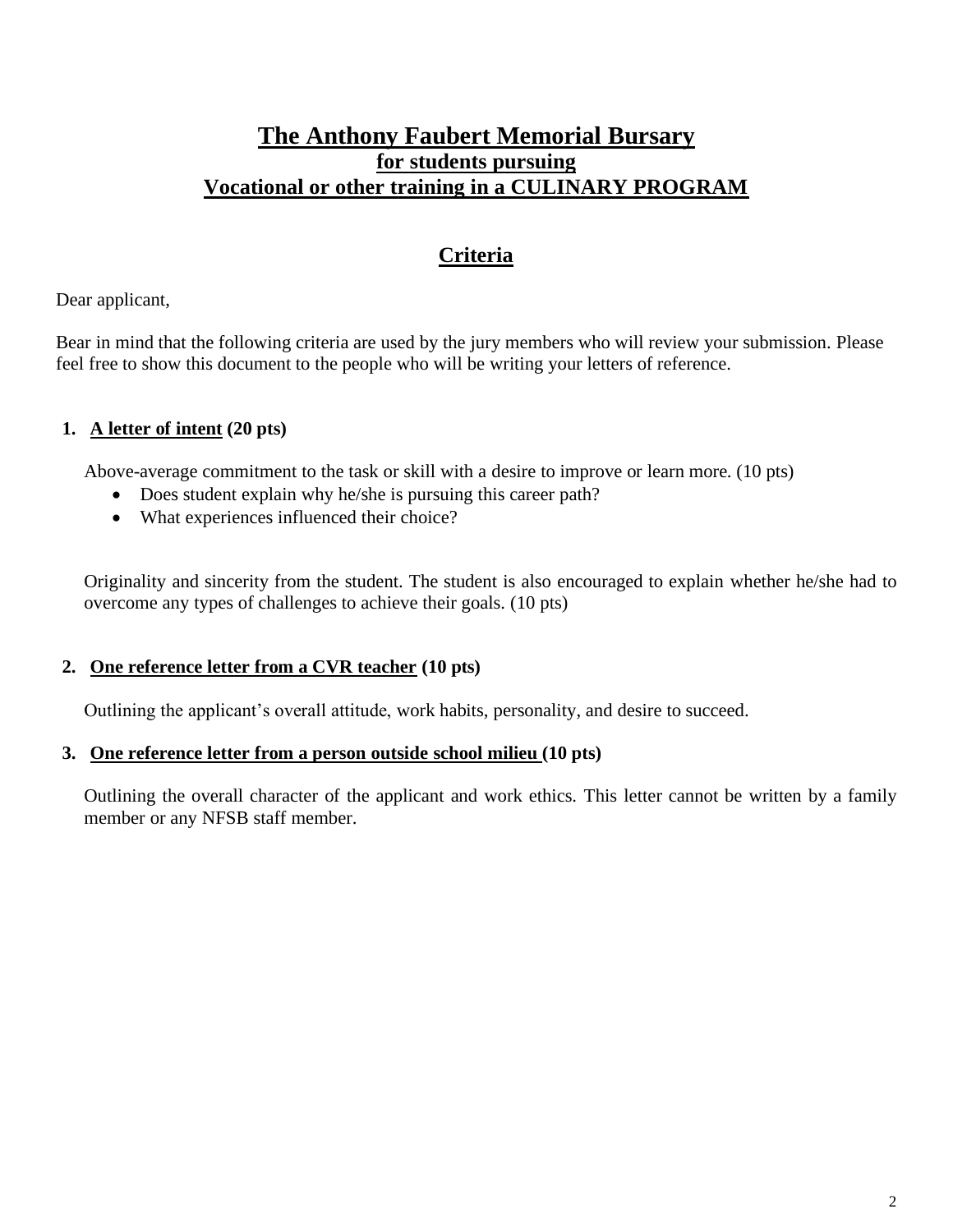# The Anthony Faubert Memorial Bursary

## for students pursuing

## Vocational or other training in a CULINARY PROGRAM

## Criteria

Dear applicant,

Bear in mind that the following criteria are used by the jury members who will review your submission. Please feel free to show this document to the people who will be writing your letters of reference.

1. **A letter of intent (20 pts)**

   Above-average commitment to the task or skill with a desire to improve or learn more. (10 pts)

   - Does student explain why he/she is pursuing this career path?
   - What experiences influenced their choice?

   Originality and sincerity from the student. The student is also encouraged to explain whether he/she had to overcome any types of challenges to achieve their goals. (10 pts)

2. **One reference letter from a CVR teacher (10 pts)**

   Outlining the applicant's overall attitude, work habits, personality, and desire to succeed.

3. **One reference letter from a person outside school milieu (10 pts)**

   Outlining the overall character of the applicant and work ethics. This letter cannot be written by a family member or any NFSB staff member.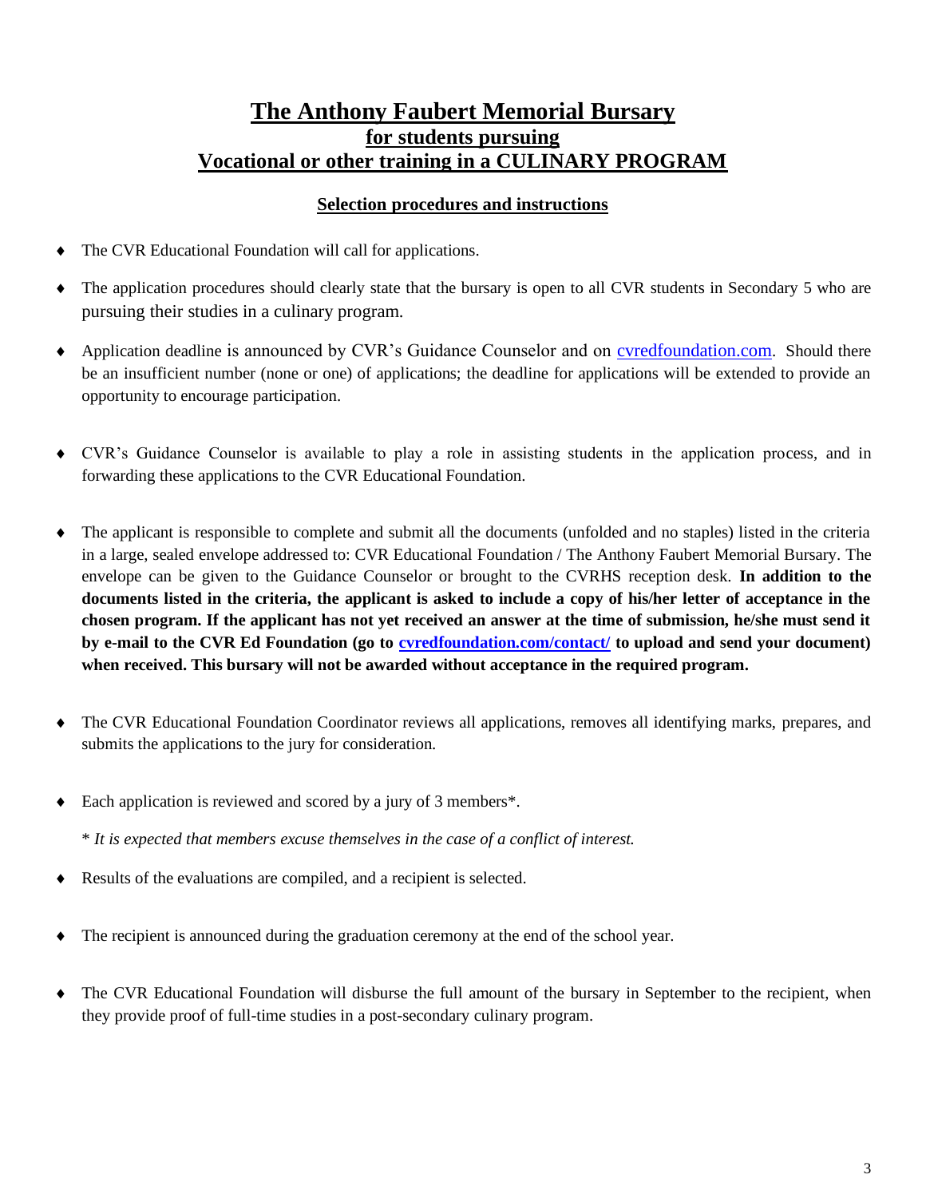# The Anthony Faubert Memorial Bursary
## for students pursuing
## Vocational or other training in a CULINARY PROGRAM

### Selection procedures and instructions

- The CVR Educational Foundation will call for applications.
- The application procedures should clearly state that the bursary is open to all CVR students in Secondary 5 who are pursuing their studies in a culinary program.
- Application deadline is announced by CVR's Guidance Counselor and on cvredfoundation.com. Should there be an insufficient number (none or one) of applications; the deadline for applications will be extended to provide an opportunity to encourage participation.
- CVR's Guidance Counselor is available to play a role in assisting students in the application process, and in forwarding these applications to the CVR Educational Foundation.
- The applicant is responsible to complete and submit all the documents (unfolded and no staples) listed in the criteria in a large, sealed envelope addressed to: CVR Educational Foundation / The Anthony Faubert Memorial Bursary. The envelope can be given to the Guidance Counselor or brought to the CVRHS reception desk. **In addition to the documents listed in the criteria, the applicant is asked to include a copy of his/her letter of acceptance in the chosen program. If the applicant has not yet received an answer at the time of submission, he/she must send it by e-mail to the CVR Ed Foundation (go to cvredfoundation.com/contact/ to upload and send your document) when received. This bursary will not be awarded without acceptance in the required program.**
- The CVR Educational Foundation Coordinator reviews all applications, removes all identifying marks, prepares, and submits the applications to the jury for consideration.
- Each application is reviewed and scored by a jury of 3 members*.

  \* *It is expected that members excuse themselves in the case of a conflict of interest.*
- Results of the evaluations are compiled, and a recipient is selected.
- The recipient is announced during the graduation ceremony at the end of the school year.
- The CVR Educational Foundation will disburse the full amount of the bursary in September to the recipient, when they provide proof of full-time studies in a post-secondary culinary program.